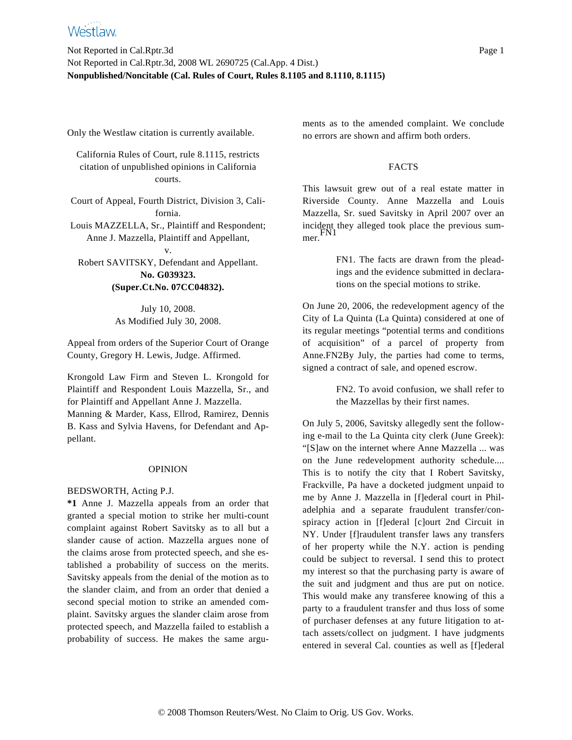Only the Westlaw citation is currently available.

California Rules of Court, rule 8.1115, restricts citation of unpublished opinions in California courts.

Court of Appeal, Fourth District, Division 3, California.

Louis MAZZELLA, Sr., Plaintiff and Respondent;
Anne J. Mazzella, Plaintiff and Appellant,
v.
Robert SAVITSKY, Defendant and Appellant.

**No. G039323.**
**(Super.Ct.No. 07CC04832).**

July 10, 2008.
As Modified July 30, 2008.

Appeal from orders of the Superior Court of Orange County, Gregory H. Lewis, Judge. Affirmed.

Krongold Law Firm and Steven L. Krongold for Plaintiff and Respondent Louis Mazzella, Sr., and for Plaintiff and Appellant Anne J. Mazzella.

Manning & Marder, Kass, Ellrod, Ramirez, Dennis B. Kass and Sylvia Havens, for Defendant and Appellant.

## OPINION

BEDSWORTH, Acting P.J.

**\*1** Anne J. Mazzella appeals from an order that granted a special motion to strike her multi-count complaint against Robert Savitsky as to all but a slander cause of action. Mazzella argues none of the claims arose from protected speech, and she established a probability of success on the merits. Savitsky appeals from the denial of the motion as to the slander claim, and from an order that denied a second special motion to strike an amended complaint. Savitsky argues the slander claim arose from protected speech, and Mazzella failed to establish a probability of success. He makes the same arguments as to the amended complaint. We conclude no errors are shown and affirm both orders.

## FACTS

This lawsuit grew out of a real estate matter in Riverside County. Anne Mazzella and Louis Mazzella, Sr. sued Savitsky in April 2007 over an incident they alleged took place the previous summer.[FN1]

> FN1. The facts are drawn from the pleadings and the evidence submitted in declarations on the special motions to strike.

On June 20, 2006, the redevelopment agency of the City of La Quinta (La Quinta) considered at one of its regular meetings "potential terms and conditions of acquisition" of a parcel of property from Anne.FN2By July, the parties had come to terms, signed a contract of sale, and opened escrow.

> FN2. To avoid confusion, we shall refer to the Mazzellas by their first names.

On July 5, 2006, Savitsky allegedly sent the following e-mail to the La Quinta city clerk (June Greek): "[S]aw on the internet where Anne Mazzella ... was on the June redevelopment authority schedule.... This is to notify the city that I Robert Savitsky, Frackville, Pa have a docketed judgment unpaid to me by Anne J. Mazzella in [f]ederal court in Philadelphia and a separate fraudulent transfer/conspiracy action in [f]ederal [c]ourt 2nd Circuit in NY. Under [f]raudulent transfer laws any transfers of her property while the N.Y. action is pending could be subject to reversal. I send this to protect my interest so that the purchasing party is aware of the suit and judgment and thus are put on notice. This would make any transferee knowing of this a party to a fraudulent transfer and thus loss of some of purchaser defenses at any future litigation to attach assets/collect on judgment. I have judgments entered in several Cal. counties as well as [f]ederal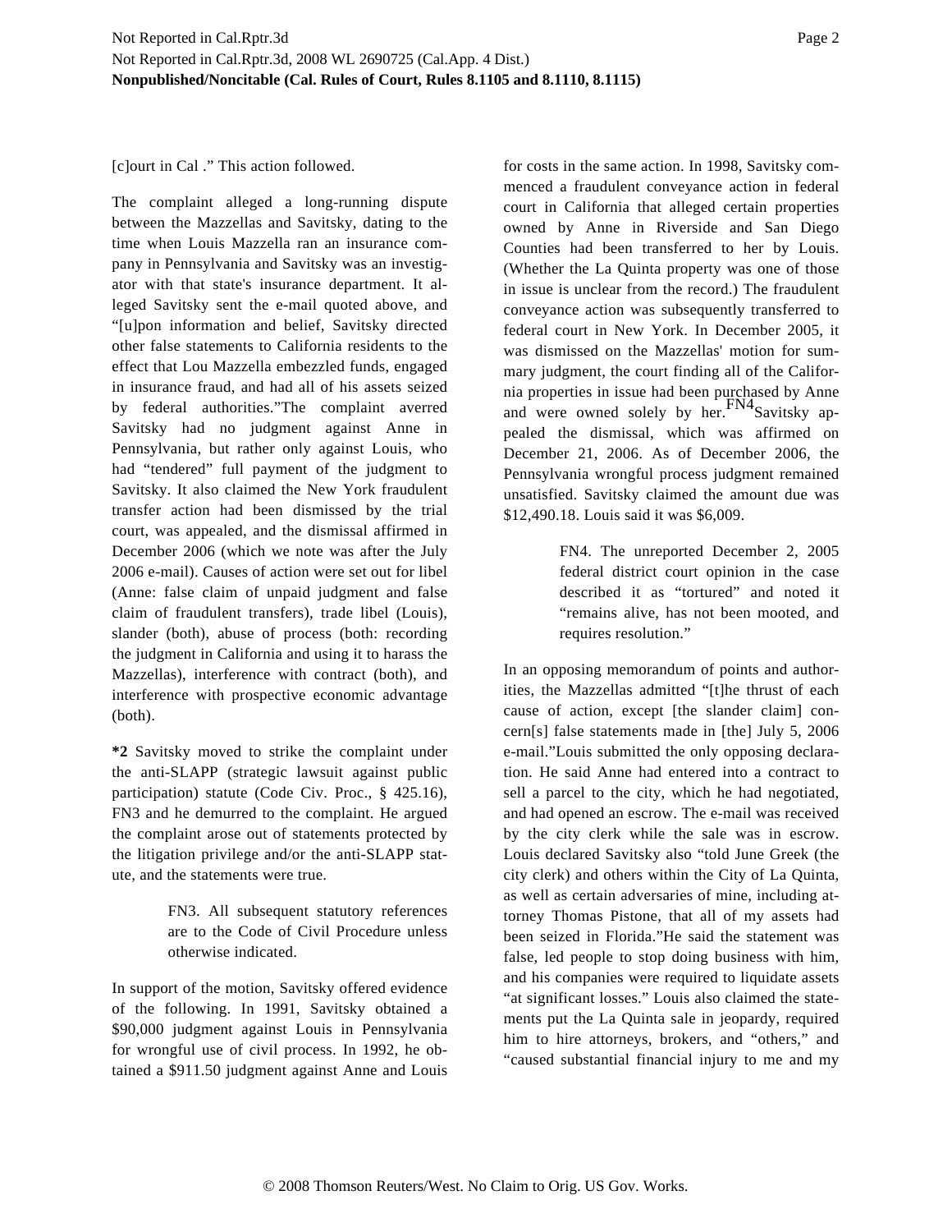[c]ourt in Cal ." This action followed.

The complaint alleged a long-running dispute between the Mazzellas and Savitsky, dating to the time when Louis Mazzella ran an insurance company in Pennsylvania and Savitsky was an investigator with that state's insurance department. It alleged Savitsky sent the e-mail quoted above, and "[u]pon information and belief, Savitsky directed other false statements to California residents to the effect that Lou Mazzella embezzled funds, engaged in insurance fraud, and had all of his assets seized by federal authorities."The complaint averred Savitsky had no judgment against Anne in Pennsylvania, but rather only against Louis, who had "tendered" full payment of the judgment to Savitsky. It also claimed the New York fraudulent transfer action had been dismissed by the trial court, was appealed, and the dismissal affirmed in December 2006 (which we note was after the July 2006 e-mail). Causes of action were set out for libel (Anne: false claim of unpaid judgment and false claim of fraudulent transfers), trade libel (Louis), slander (both), abuse of process (both: recording the judgment in California and using it to harass the Mazzellas), interference with contract (both), and interference with prospective economic advantage (both).

**\*2** Savitsky moved to strike the complaint under the anti-SLAPP (strategic lawsuit against public participation) statute (Code Civ. Proc., § 425.16), FN3 and he demurred to the complaint. He argued the complaint arose out of statements protected by the litigation privilege and/or the anti-SLAPP statute, and the statements were true.

> FN3. All subsequent statutory references are to the Code of Civil Procedure unless otherwise indicated.

In support of the motion, Savitsky offered evidence of the following. In 1991, Savitsky obtained a $90,000 judgment against Louis in Pennsylvania for wrongful use of civil process. In 1992, he obtained a $911.50 judgment against Anne and Louis for costs in the same action. In 1998, Savitsky commenced a fraudulent conveyance action in federal court in California that alleged certain properties owned by Anne in Riverside and San Diego Counties had been transferred to her by Louis. (Whether the La Quinta property was one of those in issue is unclear from the record.) The fraudulent conveyance action was subsequently transferred to federal court in New York. In December 2005, it was dismissed on the Mazzellas' motion for summary judgment, the court finding all of the California properties in issue had been purchased by Anne and were owned solely by her.[FN4] Savitsky appealed the dismissal, which was affirmed on December 21, 2006. As of December 2006, the Pennsylvania wrongful process judgment remained unsatisfied. Savitsky claimed the amount due was $12,490.18. Louis said it was $6,009.

> FN4. The unreported December 2, 2005 federal district court opinion in the case described it as "tortured" and noted it "remains alive, has not been mooted, and requires resolution."

In an opposing memorandum of points and authorities, the Mazzellas admitted "[t]he thrust of each cause of action, except [the slander claim] concern[s] false statements made in [the] July 5, 2006 e-mail."Louis submitted the only opposing declaration. He said Anne had entered into a contract to sell a parcel to the city, which he had negotiated, and had opened an escrow. The e-mail was received by the city clerk while the sale was in escrow. Louis declared Savitsky also "told June Greek (the city clerk) and others within the City of La Quinta, as well as certain adversaries of mine, including attorney Thomas Pistone, that all of my assets had been seized in Florida."He said the statement was false, led people to stop doing business with him, and his companies were required to liquidate assets "at significant losses." Louis also claimed the statements put the La Quinta sale in jeopardy, required him to hire attorneys, brokers, and "others," and "caused substantial financial injury to me and my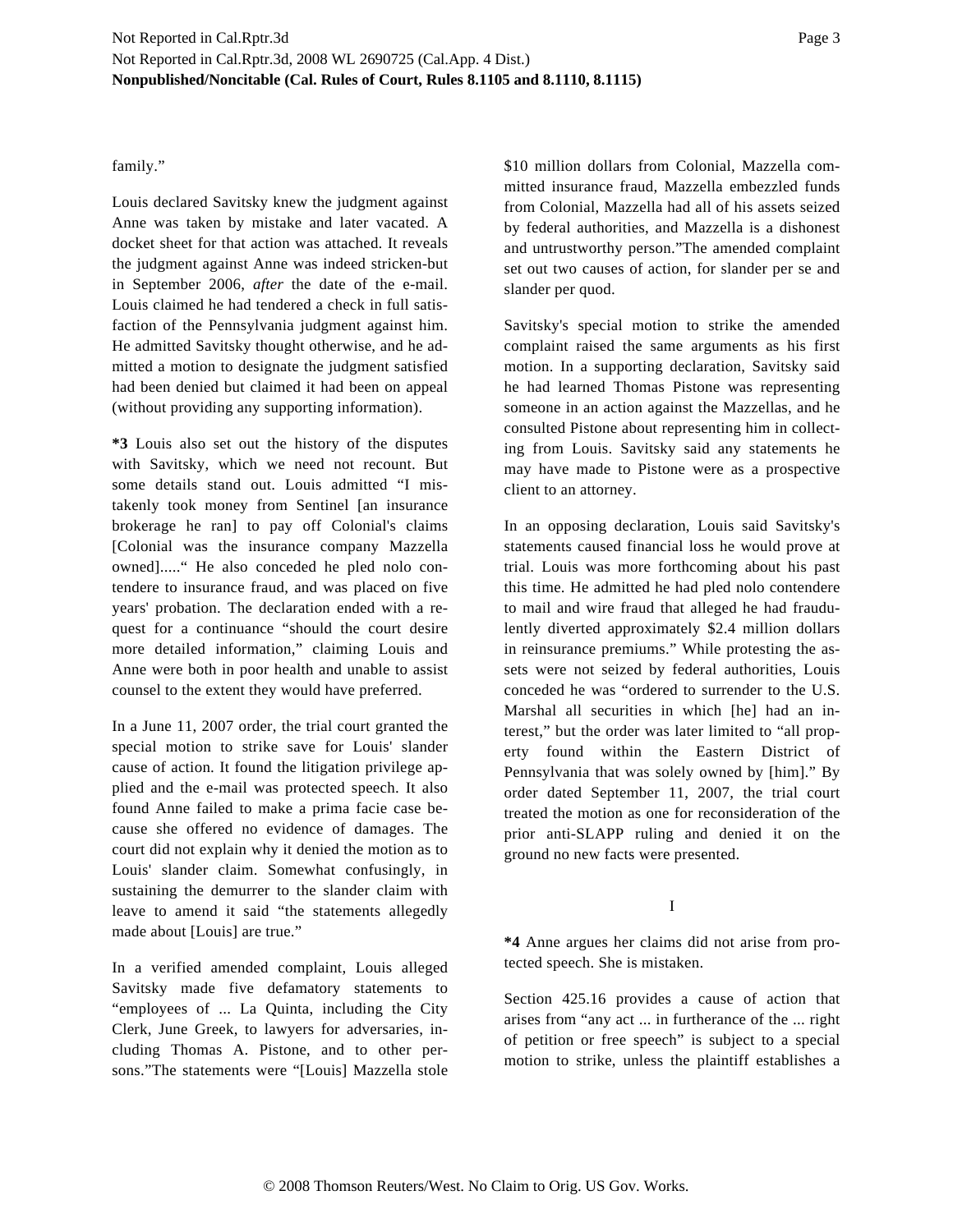family."

Louis declared Savitsky knew the judgment against Anne was taken by mistake and later vacated. A docket sheet for that action was attached. It reveals the judgment against Anne was indeed stricken-but in September 2006, *after* the date of the e-mail. Louis claimed he had tendered a check in full satisfaction of the Pennsylvania judgment against him. He admitted Savitsky thought otherwise, and he admitted a motion to designate the judgment satisfied had been denied but claimed it had been on appeal (without providing any supporting information).

**\*3** Louis also set out the history of the disputes with Savitsky, which we need not recount. But some details stand out. Louis admitted "I mistakenly took money from Sentinel [an insurance brokerage he ran] to pay off Colonial's claims [Colonial was the insurance company Mazzella owned]....." He also conceded he pled nolo contendere to insurance fraud, and was placed on five years' probation. The declaration ended with a request for a continuance "should the court desire more detailed information," claiming Louis and Anne were both in poor health and unable to assist counsel to the extent they would have preferred.

In a June 11, 2007 order, the trial court granted the special motion to strike save for Louis' slander cause of action. It found the litigation privilege applied and the e-mail was protected speech. It also found Anne failed to make a prima facie case because she offered no evidence of damages. The court did not explain why it denied the motion as to Louis' slander claim. Somewhat confusingly, in sustaining the demurrer to the slander claim with leave to amend it said "the statements allegedly made about [Louis] are true."

In a verified amended complaint, Louis alleged Savitsky made five defamatory statements to "employees of ... La Quinta, including the City Clerk, June Greek, to lawyers for adversaries, including Thomas A. Pistone, and to other persons."The statements were "[Louis] Mazzella stole $10 million dollars from Colonial, Mazzella committed insurance fraud, Mazzella embezzled funds from Colonial, Mazzella had all of his assets seized by federal authorities, and Mazzella is a dishonest and untrustworthy person."The amended complaint set out two causes of action, for slander per se and slander per quod.

Savitsky's special motion to strike the amended complaint raised the same arguments as his first motion. In a supporting declaration, Savitsky said he had learned Thomas Pistone was representing someone in an action against the Mazzellas, and he consulted Pistone about representing him in collecting from Louis. Savitsky said any statements he may have made to Pistone were as a prospective client to an attorney.

In an opposing declaration, Louis said Savitsky's statements caused financial loss he would prove at trial. Louis was more forthcoming about his past this time. He admitted he had pled nolo contendere to mail and wire fraud that alleged he had fraudulently diverted approximately $2.4 million dollars in reinsurance premiums." While protesting the assets were not seized by federal authorities, Louis conceded he was "ordered to surrender to the U.S. Marshal all securities in which [he] had an interest," but the order was later limited to "all property found within the Eastern District of Pennsylvania that was solely owned by [him]." By order dated September 11, 2007, the trial court treated the motion as one for reconsideration of the prior anti-SLAPP ruling and denied it on the ground no new facts were presented.

I

**\*4** Anne argues her claims did not arise from protected speech. She is mistaken.

Section 425.16 provides a cause of action that arises from "any act ... in furtherance of the ... right of petition or free speech" is subject to a special motion to strike, unless the plaintiff establishes a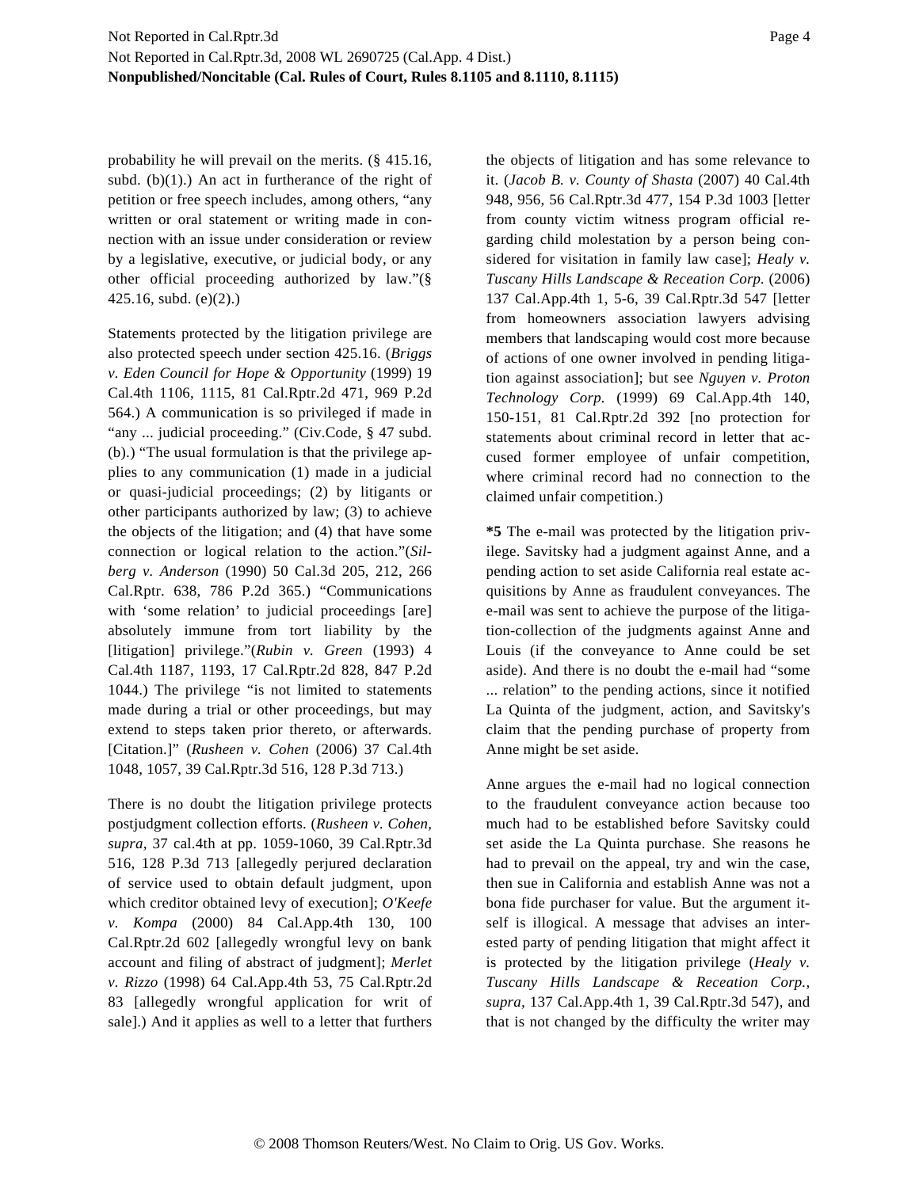probability he will prevail on the merits. (§ 415.16, subd. (b)(1).) An act in furtherance of the right of petition or free speech includes, among others, "any written or oral statement or writing made in connection with an issue under consideration or review by a legislative, executive, or judicial body, or any other official proceeding authorized by law."(§ 425.16, subd. (e)(2).)

Statements protected by the litigation privilege are also protected speech under section 425.16. (*Briggs v. Eden Council for Hope & Opportunity* (1999) 19 Cal.4th 1106, 1115, 81 Cal.Rptr.2d 471, 969 P.2d 564.) A communication is so privileged if made in "any ... judicial proceeding." (Civ.Code, § 47 subd. (b).) "The usual formulation is that the privilege applies to any communication (1) made in a judicial or quasi-judicial proceedings; (2) by litigants or other participants authorized by law; (3) to achieve the objects of the litigation; and (4) that have some connection or logical relation to the action."(*Silberg v. Anderson* (1990) 50 Cal.3d 205, 212, 266 Cal.Rptr. 638, 786 P.2d 365.) "Communications with 'some relation' to judicial proceedings [are] absolutely immune from tort liability by the [litigation] privilege."(*Rubin v. Green* (1993) 4 Cal.4th 1187, 1193, 17 Cal.Rptr.2d 828, 847 P.2d 1044.) The privilege "is not limited to statements made during a trial or other proceedings, but may extend to steps taken prior thereto, or afterwards. [Citation.]" (*Rusheen v. Cohen* (2006) 37 Cal.4th 1048, 1057, 39 Cal.Rptr.3d 516, 128 P.3d 713.)

There is no doubt the litigation privilege protects postjudgment collection efforts. (*Rusheen v. Cohen, supra*, 37 cal.4th at pp. 1059-1060, 39 Cal.Rptr.3d 516, 128 P.3d 713 [allegedly perjured declaration of service used to obtain default judgment, upon which creditor obtained levy of execution]; *O'Keefe v. Kompa* (2000) 84 Cal.App.4th 130, 100 Cal.Rptr.2d 602 [allegedly wrongful levy on bank account and filing of abstract of judgment]; *Merlet v. Rizzo* (1998) 64 Cal.App.4th 53, 75 Cal.Rptr.2d 83 [allegedly wrongful application for writ of sale].) And it applies as well to a letter that furthers the objects of litigation and has some relevance to it. (*Jacob B. v. County of Shasta* (2007) 40 Cal.4th 948, 956, 56 Cal.Rptr.3d 477, 154 P.3d 1003 [letter from county victim witness program official regarding child molestation by a person being considered for visitation in family law case]; *Healy v. Tuscany Hills Landscape & Receation Corp.* (2006) 137 Cal.App.4th 1, 5-6, 39 Cal.Rptr.3d 547 [letter from homeowners association lawyers advising members that landscaping would cost more because of actions of one owner involved in pending litigation against association]; but see *Nguyen v. Proton Technology Corp.* (1999) 69 Cal.App.4th 140, 150-151, 81 Cal.Rptr.2d 392 [no protection for statements about criminal record in letter that accused former employee of unfair competition, where criminal record had no connection to the claimed unfair competition.)

**\*5** The e-mail was protected by the litigation privilege. Savitsky had a judgment against Anne, and a pending action to set aside California real estate acquisitions by Anne as fraudulent conveyances. The e-mail was sent to achieve the purpose of the litigation-collection of the judgments against Anne and Louis (if the conveyance to Anne could be set aside). And there is no doubt the e-mail had "some ... relation" to the pending actions, since it notified La Quinta of the judgment, action, and Savitsky's claim that the pending purchase of property from Anne might be set aside.

Anne argues the e-mail had no logical connection to the fraudulent conveyance action because too much had to be established before Savitsky could set aside the La Quinta purchase. She reasons he had to prevail on the appeal, try and win the case, then sue in California and establish Anne was not a bona fide purchaser for value. But the argument itself is illogical. A message that advises an interested party of pending litigation that might affect it is protected by the litigation privilege (*Healy v. Tuscany Hills Landscape & Receation Corp., supra*, 137 Cal.App.4th 1, 39 Cal.Rptr.3d 547), and that is not changed by the difficulty the writer may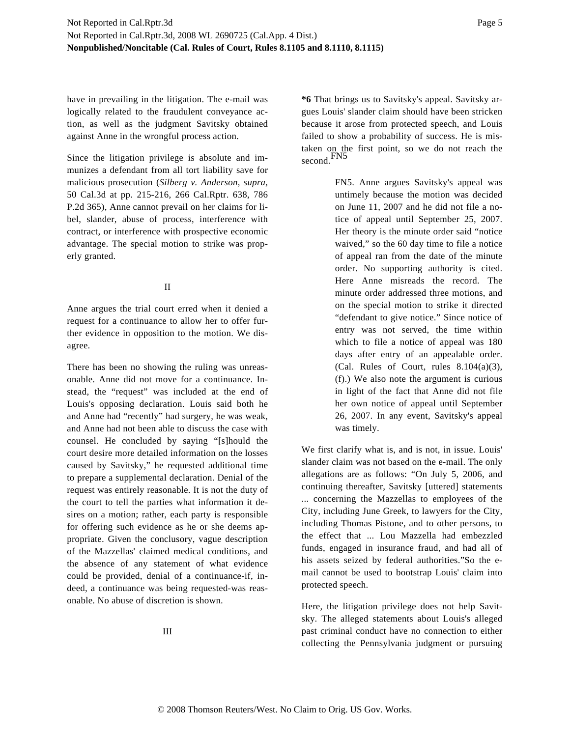have in prevailing in the litigation. The e-mail was logically related to the fraudulent conveyance action, as well as the judgment Savitsky obtained against Anne in the wrongful process action.

Since the litigation privilege is absolute and immunizes a defendant from all tort liability save for malicious prosecution (*Silberg v. Anderson, supra,* 50 Cal.3d at pp. 215-216, 266 Cal.Rptr. 638, 786 P.2d 365), Anne cannot prevail on her claims for libel, slander, abuse of process, interference with contract, or interference with prospective economic advantage. The special motion to strike was properly granted.

## II

Anne argues the trial court erred when it denied a request for a continuance to allow her to offer further evidence in opposition to the motion. We disagree.

There has been no showing the ruling was unreasonable. Anne did not move for a continuance. Instead, the "request" was included at the end of Louis's opposing declaration. Louis said both he and Anne had "recently" had surgery, he was weak, and Anne had not been able to discuss the case with counsel. He concluded by saying "[s]hould the court desire more detailed information on the losses caused by Savitsky," he requested additional time to prepare a supplemental declaration. Denial of the request was entirely reasonable. It is not the duty of the court to tell the parties what information it desires on a motion; rather, each party is responsible for offering such evidence as he or she deems appropriate. Given the conclusory, vague description of the Mazzellas' claimed medical conditions, and the absence of any statement of what evidence could be provided, denial of a continuance-if, indeed, a continuance was being requested-was reasonable. No abuse of discretion is shown.

## III

**\*6** That brings us to Savitsky's appeal. Savitsky argues Louis' slander claim should have been stricken because it arose from protected speech, and Louis failed to show a probability of success. He is mistaken on the first point, so we do not reach the second.[FN5]

> FN5. Anne argues Savitsky's appeal was untimely because the motion was decided on June 11, 2007 and he did not file a notice of appeal until September 25, 2007. Her theory is the minute order said "notice waived," so the 60 day time to file a notice of appeal ran from the date of the minute order. No supporting authority is cited. Here Anne misreads the record. The minute order addressed three motions, and on the special motion to strike it directed "defendant to give notice." Since notice of entry was not served, the time within which to file a notice of appeal was 180 days after entry of an appealable order. (Cal. Rules of Court, rules 8.104(a)(3), (f).) We also note the argument is curious in light of the fact that Anne did not file her own notice of appeal until September 26, 2007. In any event, Savitsky's appeal was timely.

We first clarify what is, and is not, in issue. Louis' slander claim was not based on the e-mail. The only allegations are as follows: "On July 5, 2006, and continuing thereafter, Savitsky [uttered] statements ... concerning the Mazzellas to employees of the City, including June Greek, to lawyers for the City, including Thomas Pistone, and to other persons, to the effect that ... Lou Mazzella had embezzled funds, engaged in insurance fraud, and had all of his assets seized by federal authorities."So the e-mail cannot be used to bootstrap Louis' claim into protected speech.

Here, the litigation privilege does not help Savitsky. The alleged statements about Louis's alleged past criminal conduct have no connection to either collecting the Pennsylvania judgment or pursuing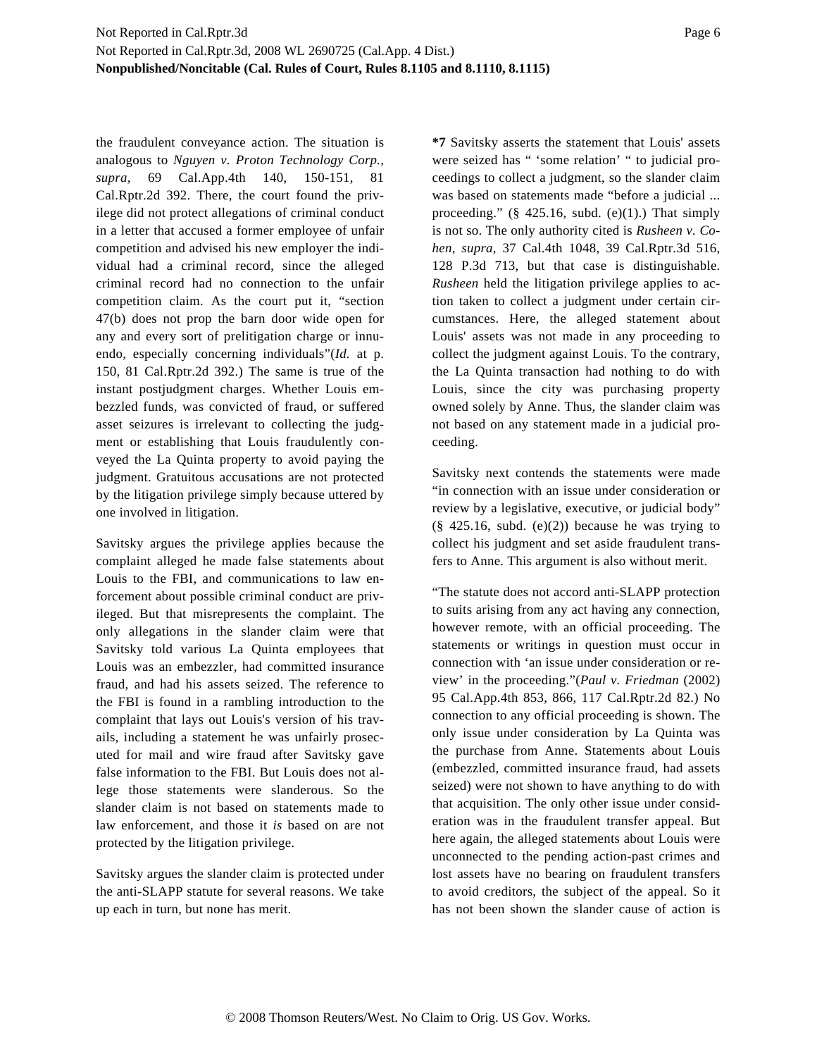the fraudulent conveyance action. The situation is analogous to *Nguyen v. Proton Technology Corp., supra*, 69 Cal.App.4th 140, 150-151, 81 Cal.Rptr.2d 392. There, the court found the privilege did not protect allegations of criminal conduct in a letter that accused a former employee of unfair competition and advised his new employer the individual had a criminal record, since the alleged criminal record had no connection to the unfair competition claim. As the court put it, "section 47(b) does not prop the barn door wide open for any and every sort of prelitigation charge or innuendo, especially concerning individuals"(*Id.* at p. 150, 81 Cal.Rptr.2d 392.) The same is true of the instant postjudgment charges. Whether Louis embezzled funds, was convicted of fraud, or suffered asset seizures is irrelevant to collecting the judgment or establishing that Louis fraudulently conveyed the La Quinta property to avoid paying the judgment. Gratuitous accusations are not protected by the litigation privilege simply because uttered by one involved in litigation.

Savitsky argues the privilege applies because the complaint alleged he made false statements about Louis to the FBI, and communications to law enforcement about possible criminal conduct are privileged. But that misrepresents the complaint. The only allegations in the slander claim were that Savitsky told various La Quinta employees that Louis was an embezzler, had committed insurance fraud, and had his assets seized. The reference to the FBI is found in a rambling introduction to the complaint that lays out Louis's version of his travails, including a statement he was unfairly prosecuted for mail and wire fraud after Savitsky gave false information to the FBI. But Louis does not allege those statements were slanderous. So the slander claim is not based on statements made to law enforcement, and those it *is* based on are not protected by the litigation privilege.

Savitsky argues the slander claim is protected under the anti-SLAPP statute for several reasons. We take up each in turn, but none has merit.

**\*7** Savitsky asserts the statement that Louis' assets were seized has " 'some relation' " to judicial proceedings to collect a judgment, so the slander claim was based on statements made "before a judicial ... proceeding." (§ 425.16, subd. (e)(1).) That simply is not so. The only authority cited is *Rusheen v. Cohen, supra*, 37 Cal.4th 1048, 39 Cal.Rptr.3d 516, 128 P.3d 713, but that case is distinguishable. *Rusheen* held the litigation privilege applies to action taken to collect a judgment under certain circumstances. Here, the alleged statement about Louis' assets was not made in any proceeding to collect the judgment against Louis. To the contrary, the La Quinta transaction had nothing to do with Louis, since the city was purchasing property owned solely by Anne. Thus, the slander claim was not based on any statement made in a judicial proceeding.

Savitsky next contends the statements were made "in connection with an issue under consideration or review by a legislative, executive, or judicial body" (§ 425.16, subd. (e)(2)) because he was trying to collect his judgment and set aside fraudulent transfers to Anne. This argument is also without merit.

"The statute does not accord anti-SLAPP protection to suits arising from any act having any connection, however remote, with an official proceeding. The statements or writings in question must occur in connection with 'an issue under consideration or review' in the proceeding."(*Paul v. Friedman* (2002) 95 Cal.App.4th 853, 866, 117 Cal.Rptr.2d 82.) No connection to any official proceeding is shown. The only issue under consideration by La Quinta was the purchase from Anne. Statements about Louis (embezzled, committed insurance fraud, had assets seized) were not shown to have anything to do with that acquisition. The only other issue under consideration was in the fraudulent transfer appeal. But here again, the alleged statements about Louis were unconnected to the pending action-past crimes and lost assets have no bearing on fraudulent transfers to avoid creditors, the subject of the appeal. So it has not been shown the slander cause of action is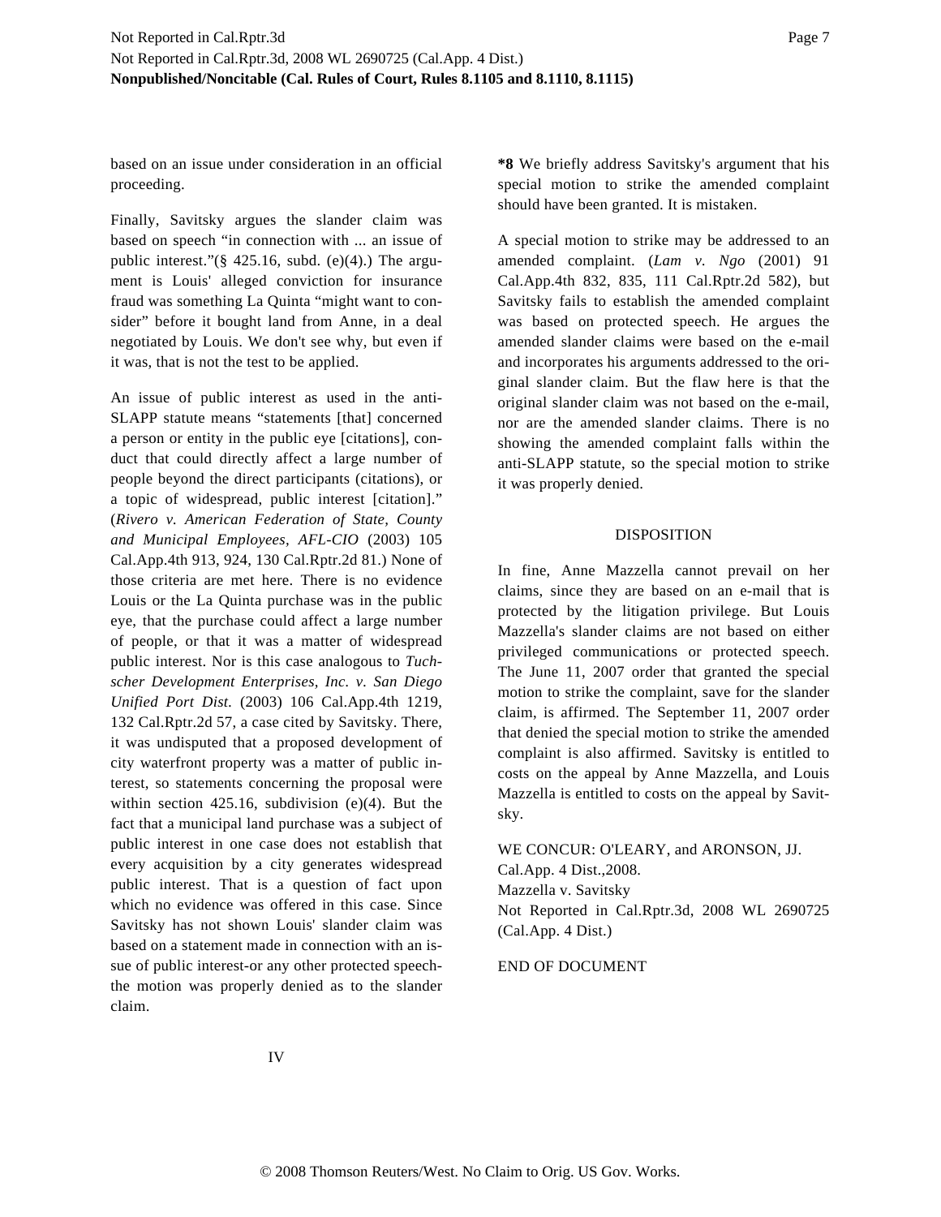based on an issue under consideration in an official proceeding.

Finally, Savitsky argues the slander claim was based on speech "in connection with ... an issue of public interest."(§ 425.16, subd. (e)(4).) The argument is Louis' alleged conviction for insurance fraud was something La Quinta "might want to consider" before it bought land from Anne, in a deal negotiated by Louis. We don't see why, but even if it was, that is not the test to be applied.

An issue of public interest as used in the anti-SLAPP statute means "statements [that] concerned a person or entity in the public eye [citations], conduct that could directly affect a large number of people beyond the direct participants (citations), or a topic of widespread, public interest [citation]." (*Rivero v. American Federation of State, County and Municipal Employees, AFL-CIO* (2003) 105 Cal.App.4th 913, 924, 130 Cal.Rptr.2d 81.) None of those criteria are met here. There is no evidence Louis or the La Quinta purchase was in the public eye, that the purchase could affect a large number of people, or that it was a matter of widespread public interest. Nor is this case analogous to *Tuchscher Development Enterprises, Inc. v. San Diego Unified Port Dist.* (2003) 106 Cal.App.4th 1219, 132 Cal.Rptr.2d 57, a case cited by Savitsky. There, it was undisputed that a proposed development of city waterfront property was a matter of public interest, so statements concerning the proposal were within section 425.16, subdivision (e)(4). But the fact that a municipal land purchase was a subject of public interest in one case does not establish that every acquisition by a city generates widespread public interest. That is a question of fact upon which no evidence was offered in this case. Since Savitsky has not shown Louis' slander claim was based on a statement made in connection with an issue of public interest-or any other protected speech-the motion was properly denied as to the slander claim.

IV

**\*8** We briefly address Savitsky's argument that his special motion to strike the amended complaint should have been granted. It is mistaken.

A special motion to strike may be addressed to an amended complaint. (*Lam v. Ngo* (2001) 91 Cal.App.4th 832, 835, 111 Cal.Rptr.2d 582), but Savitsky fails to establish the amended complaint was based on protected speech. He argues the amended slander claims were based on the e-mail and incorporates his arguments addressed to the original slander claim. But the flaw here is that the original slander claim was not based on the e-mail, nor are the amended slander claims. There is no showing the amended complaint falls within the anti-SLAPP statute, so the special motion to strike it was properly denied.

DISPOSITION

In fine, Anne Mazzella cannot prevail on her claims, since they are based on an e-mail that is protected by the litigation privilege. But Louis Mazzella's slander claims are not based on either privileged communications or protected speech. The June 11, 2007 order that granted the special motion to strike the complaint, save for the slander claim, is affirmed. The September 11, 2007 order that denied the special motion to strike the amended complaint is also affirmed. Savitsky is entitled to costs on the appeal by Anne Mazzella, and Louis Mazzella is entitled to costs on the appeal by Savitsky.

WE CONCUR: O'LEARY, and ARONSON, JJ.
Cal.App. 4 Dist.,2008.
Mazzella v. Savitsky
Not Reported in Cal.Rptr.3d, 2008 WL 2690725 (Cal.App. 4 Dist.)

END OF DOCUMENT